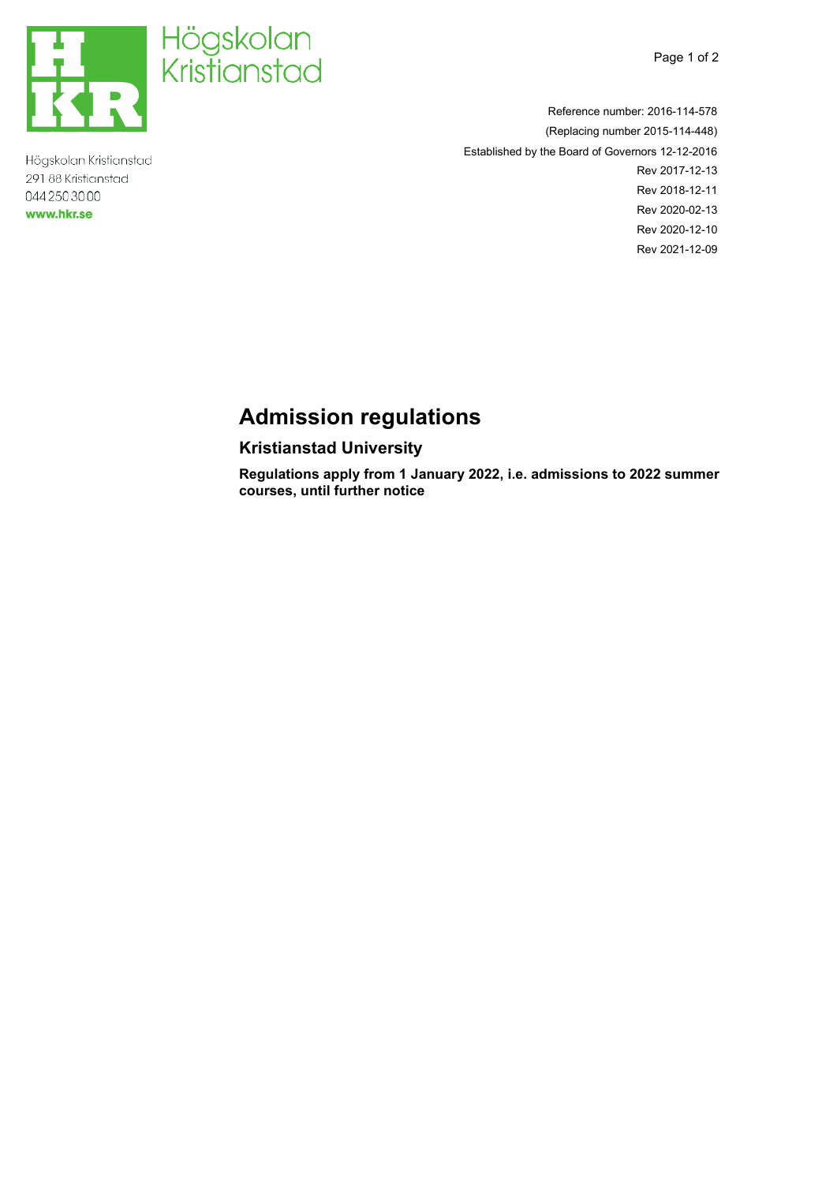Högskolan Kristianstad
291 88 Kristianstad
044 250 30 00
www.hkr.se

Reference number: 2016-114-578
(Replacing number 2015-114-448)
Established by the Board of Governors 12-12-2016
Rev 2017-12-13
Rev 2018-12-11
Rev 2020-02-13
Rev 2020-12-10
Rev 2021-12-09

# Admission regulations

## Kristianstad University

**Regulations apply from 1 January 2022, i.e. admissions to 2022 summer courses, until further notice**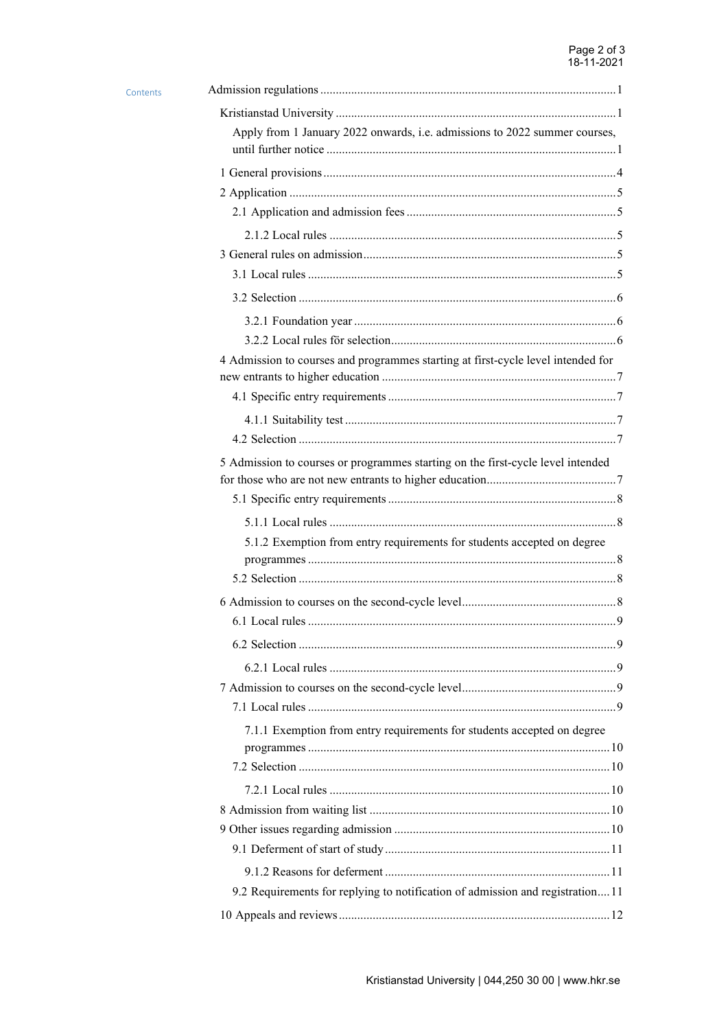Contents

- Admission regulations ... 1
  - Kristianstad University ... 1
    - Apply from 1 January 2022 onwards, i.e. admissions to 2022 summer courses, until further notice ... 1
  - 1 General provisions ... 4
  - 2 Application ... 5
    - 2.1 Application and admission fees ... 5
      - 2.1.2 Local rules ... 5
  - 3 General rules on admission ... 5
    - 3.1 Local rules ... 5
    - 3.2 Selection ... 6
      - 3.2.1 Foundation year ... 6
      - 3.2.2 Local rules för selection ... 6
  - 4 Admission to courses and programmes starting at first-cycle level intended for new entrants to higher education ... 7
    - 4.1 Specific entry requirements ... 7
      - 4.1.1 Suitability test ... 7
    - 4.2 Selection ... 7
  - 5 Admission to courses or programmes starting on the first-cycle level intended for those who are not new entrants to higher education ... 7
    - 5.1 Specific entry requirements ... 8
      - 5.1.1 Local rules ... 8
      - 5.1.2 Exemption from entry requirements for students accepted on degree programmes ... 8
    - 5.2 Selection ... 8
  - 6 Admission to courses on the second-cycle level ... 8
    - 6.1 Local rules ... 9
    - 6.2 Selection ... 9
      - 6.2.1 Local rules ... 9
  - 7 Admission to courses on the second-cycle level ... 9
    - 7.1 Local rules ... 9
      - 7.1.1 Exemption from entry requirements for students accepted on degree programmes ... 10
    - 7.2 Selection ... 10
      - 7.2.1 Local rules ... 10
  - 8 Admission from waiting list ... 10
  - 9 Other issues regarding admission ... 10
    - 9.1 Deferment of start of study ... 11
      - 9.1.2 Reasons for deferment ... 11
    - 9.2 Requirements for replying to notification of admission and registration ... 11
  - 10 Appeals and reviews ... 12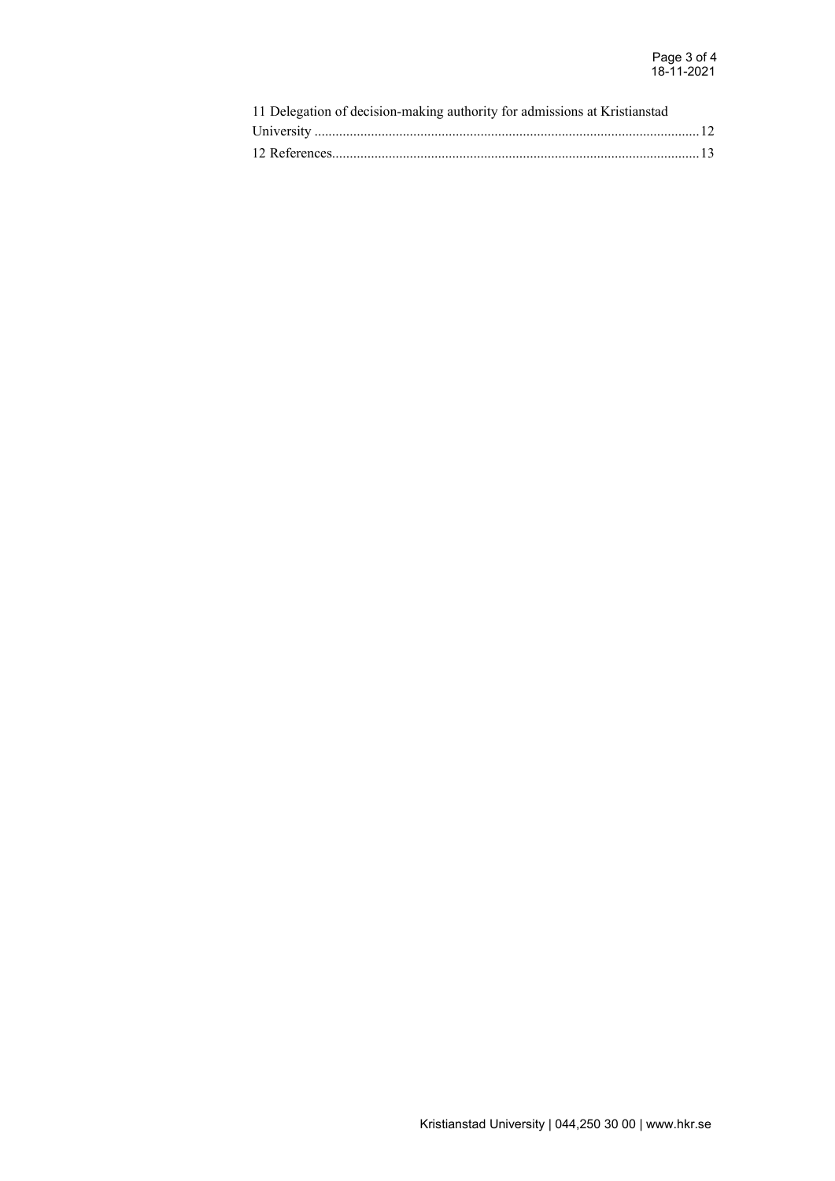11 Delegation of decision-making authority for admissions at Kristianstad University ........................................................................................................ 12

12 References....................................................................................................... 13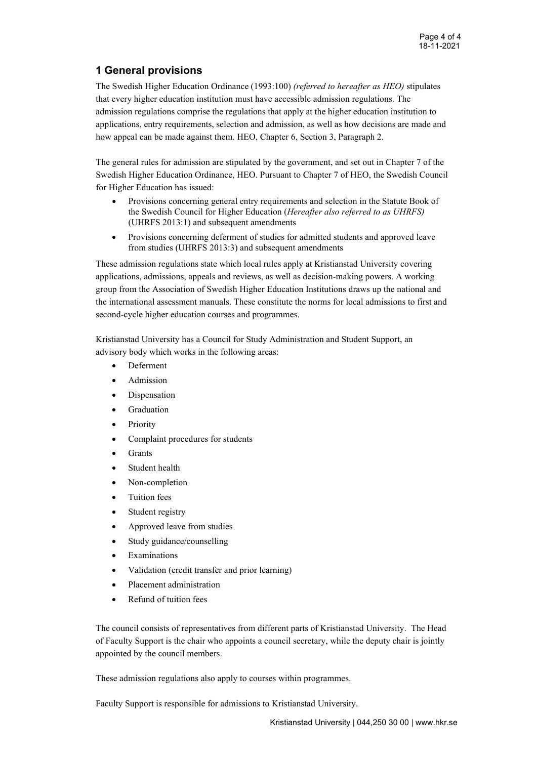## 1 General provisions

The Swedish Higher Education Ordinance (1993:100) *(referred to hereafter as HEO)* stipulates that every higher education institution must have accessible admission regulations. The admission regulations comprise the regulations that apply at the higher education institution to applications, entry requirements, selection and admission, as well as how decisions are made and how appeal can be made against them. HEO, Chapter 6, Section 3, Paragraph 2.

The general rules for admission are stipulated by the government, and set out in Chapter 7 of the Swedish Higher Education Ordinance, HEO. Pursuant to Chapter 7 of HEO, the Swedish Council for Higher Education has issued:

- Provisions concerning general entry requirements and selection in the Statute Book of the Swedish Council for Higher Education (*Hereafter also referred to as UHRFS)* (UHRFS 2013:1) and subsequent amendments
- Provisions concerning deferment of studies for admitted students and approved leave from studies (UHRFS 2013:3) and subsequent amendments

These admission regulations state which local rules apply at Kristianstad University covering applications, admissions, appeals and reviews, as well as decision-making powers. A working group from the Association of Swedish Higher Education Institutions draws up the national and the international assessment manuals. These constitute the norms for local admissions to first and second-cycle higher education courses and programmes.

Kristianstad University has a Council for Study Administration and Student Support, an advisory body which works in the following areas:

- Deferment
- Admission
- Dispensation
- Graduation
- Priority
- Complaint procedures for students
- Grants
- Student health
- Non-completion
- Tuition fees
- Student registry
- Approved leave from studies
- Study guidance/counselling
- Examinations
- Validation (credit transfer and prior learning)
- Placement administration
- Refund of tuition fees

The council consists of representatives from different parts of Kristianstad University. The Head of Faculty Support is the chair who appoints a council secretary, while the deputy chair is jointly appointed by the council members.

These admission regulations also apply to courses within programmes.

Faculty Support is responsible for admissions to Kristianstad University.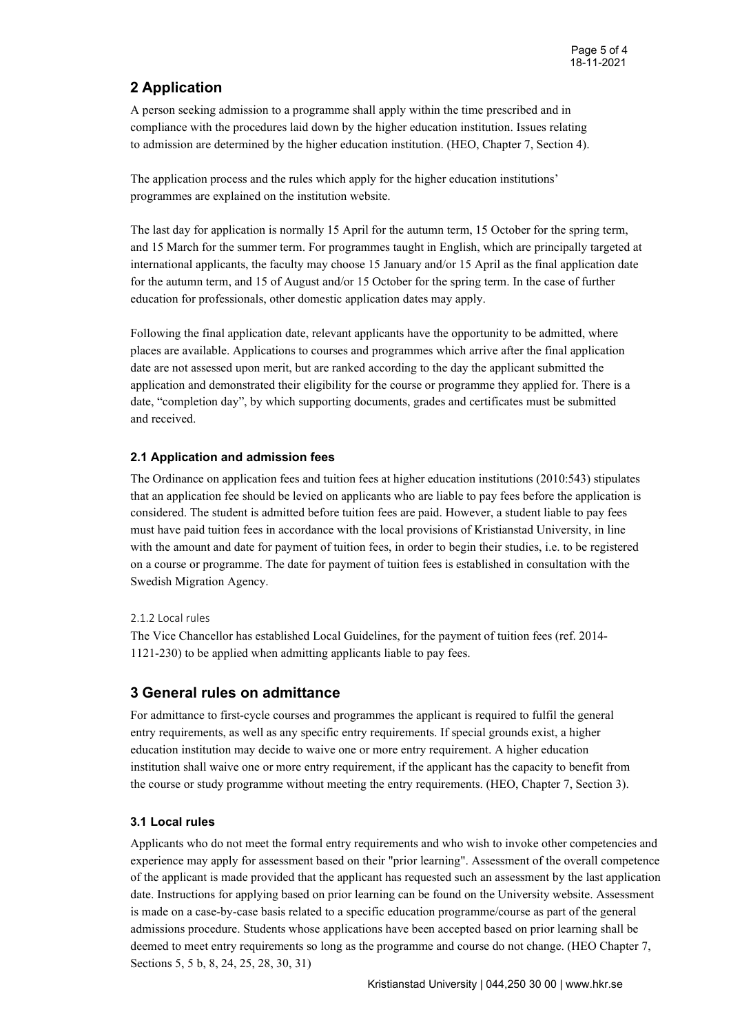## 2 Application

A person seeking admission to a programme shall apply within the time prescribed and in compliance with the procedures laid down by the higher education institution. Issues relating to admission are determined by the higher education institution. (HEO, Chapter 7, Section 4).

The application process and the rules which apply for the higher education institutions' programmes are explained on the institution website.

The last day for application is normally 15 April for the autumn term, 15 October for the spring term, and 15 March for the summer term. For programmes taught in English, which are principally targeted at international applicants, the faculty may choose 15 January and/or 15 April as the final application date for the autumn term, and 15 of August and/or 15 October for the spring term. In the case of further education for professionals, other domestic application dates may apply.

Following the final application date, relevant applicants have the opportunity to be admitted, where places are available. Applications to courses and programmes which arrive after the final application date are not assessed upon merit, but are ranked according to the day the applicant submitted the application and demonstrated their eligibility for the course or programme they applied for. There is a date, "completion day", by which supporting documents, grades and certificates must be submitted and received.

### 2.1 Application and admission fees

The Ordinance on application fees and tuition fees at higher education institutions (2010:543) stipulates that an application fee should be levied on applicants who are liable to pay fees before the application is considered. The student is admitted before tuition fees are paid. However, a student liable to pay fees must have paid tuition fees in accordance with the local provisions of Kristianstad University, in line with the amount and date for payment of tuition fees, in order to begin their studies, i.e. to be registered on a course or programme. The date for payment of tuition fees is established in consultation with the Swedish Migration Agency.

#### 2.1.2 Local rules

The Vice Chancellor has established Local Guidelines, for the payment of tuition fees (ref. 2014-1121-230) to be applied when admitting applicants liable to pay fees.

## 3 General rules on admittance

For admittance to first-cycle courses and programmes the applicant is required to fulfil the general entry requirements, as well as any specific entry requirements. If special grounds exist, a higher education institution may decide to waive one or more entry requirement. A higher education institution shall waive one or more entry requirement, if the applicant has the capacity to benefit from the course or study programme without meeting the entry requirements. (HEO, Chapter 7, Section 3).

### 3.1 Local rules

Applicants who do not meet the formal entry requirements and who wish to invoke other competencies and experience may apply for assessment based on their "prior learning". Assessment of the overall competence of the applicant is made provided that the applicant has requested such an assessment by the last application date. Instructions for applying based on prior learning can be found on the University website. Assessment is made on a case-by-case basis related to a specific education programme/course as part of the general admissions procedure. Students whose applications have been accepted based on prior learning shall be deemed to meet entry requirements so long as the programme and course do not change. (HEO Chapter 7, Sections 5, 5 b, 8, 24, 25, 28, 30, 31)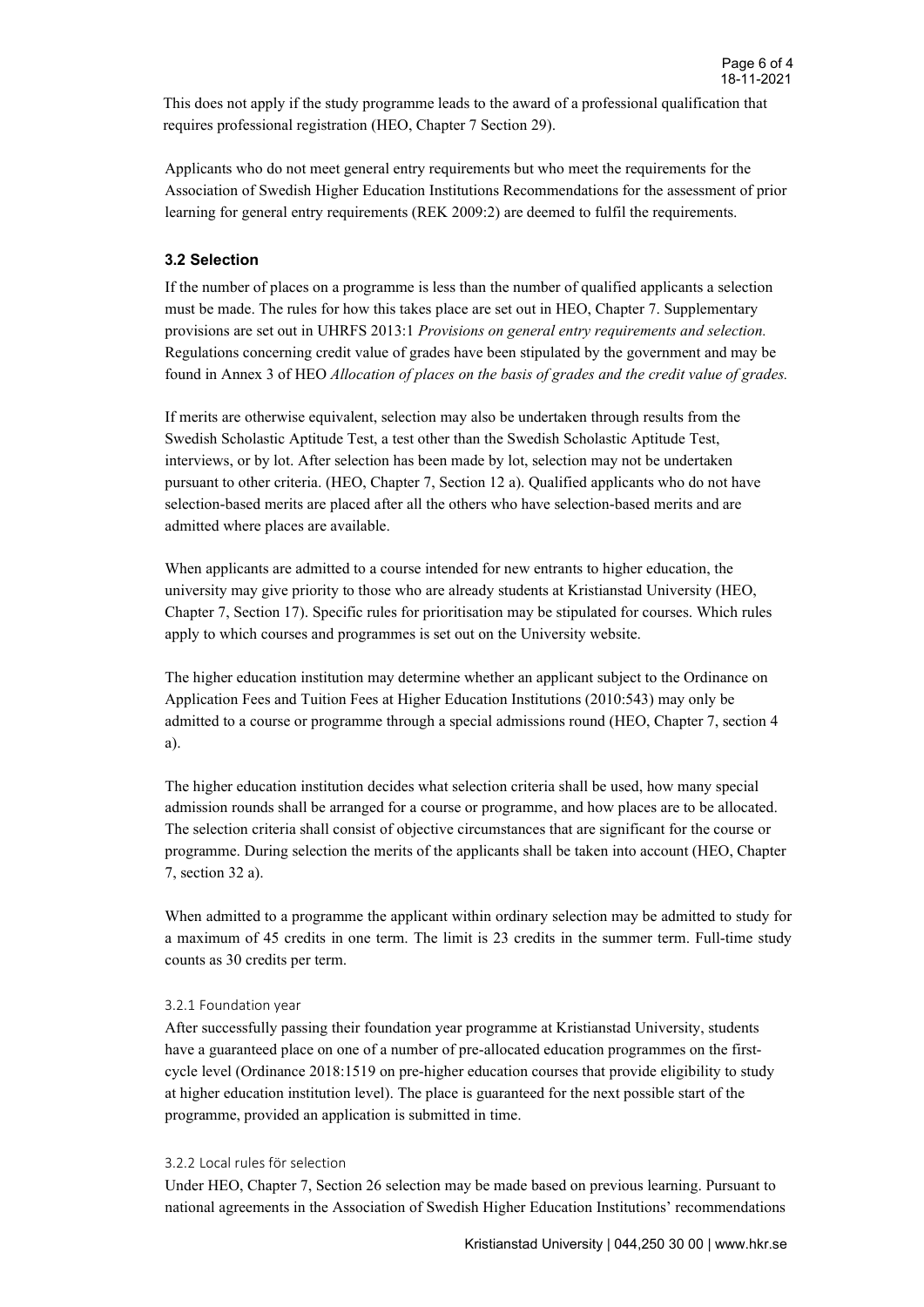This does not apply if the study programme leads to the award of a professional qualification that requires professional registration (HEO, Chapter 7 Section 29).

Applicants who do not meet general entry requirements but who meet the requirements for the Association of Swedish Higher Education Institutions Recommendations for the assessment of prior learning for general entry requirements (REK 2009:2) are deemed to fulfil the requirements.

### 3.2 Selection

If the number of places on a programme is less than the number of qualified applicants a selection must be made. The rules for how this takes place are set out in HEO, Chapter 7. Supplementary provisions are set out in UHRFS 2013:1 *Provisions on general entry requirements and selection.* Regulations concerning credit value of grades have been stipulated by the government and may be found in Annex 3 of HEO *Allocation of places on the basis of grades and the credit value of grades.*

If merits are otherwise equivalent, selection may also be undertaken through results from the Swedish Scholastic Aptitude Test, a test other than the Swedish Scholastic Aptitude Test, interviews, or by lot. After selection has been made by lot, selection may not be undertaken pursuant to other criteria. (HEO, Chapter 7, Section 12 a). Qualified applicants who do not have selection-based merits are placed after all the others who have selection-based merits and are admitted where places are available.

When applicants are admitted to a course intended for new entrants to higher education, the university may give priority to those who are already students at Kristianstad University (HEO, Chapter 7, Section 17). Specific rules for prioritisation may be stipulated for courses. Which rules apply to which courses and programmes is set out on the University website.

The higher education institution may determine whether an applicant subject to the Ordinance on Application Fees and Tuition Fees at Higher Education Institutions (2010:543) may only be admitted to a course or programme through a special admissions round (HEO, Chapter 7, section 4 a).

The higher education institution decides what selection criteria shall be used, how many special admission rounds shall be arranged for a course or programme, and how places are to be allocated. The selection criteria shall consist of objective circumstances that are significant for the course or programme. During selection the merits of the applicants shall be taken into account (HEO, Chapter 7, section 32 a).

When admitted to a programme the applicant within ordinary selection may be admitted to study for a maximum of 45 credits in one term. The limit is 23 credits in the summer term. Full-time study counts as 30 credits per term.

#### 3.2.1 Foundation year

After successfully passing their foundation year programme at Kristianstad University, students have a guaranteed place on one of a number of pre-allocated education programmes on the first-cycle level (Ordinance 2018:1519 on pre-higher education courses that provide eligibility to study at higher education institution level). The place is guaranteed for the next possible start of the programme, provided an application is submitted in time.

#### 3.2.2 Local rules för selection

Under HEO, Chapter 7, Section 26 selection may be made based on previous learning. Pursuant to national agreements in the Association of Swedish Higher Education Institutions' recommendations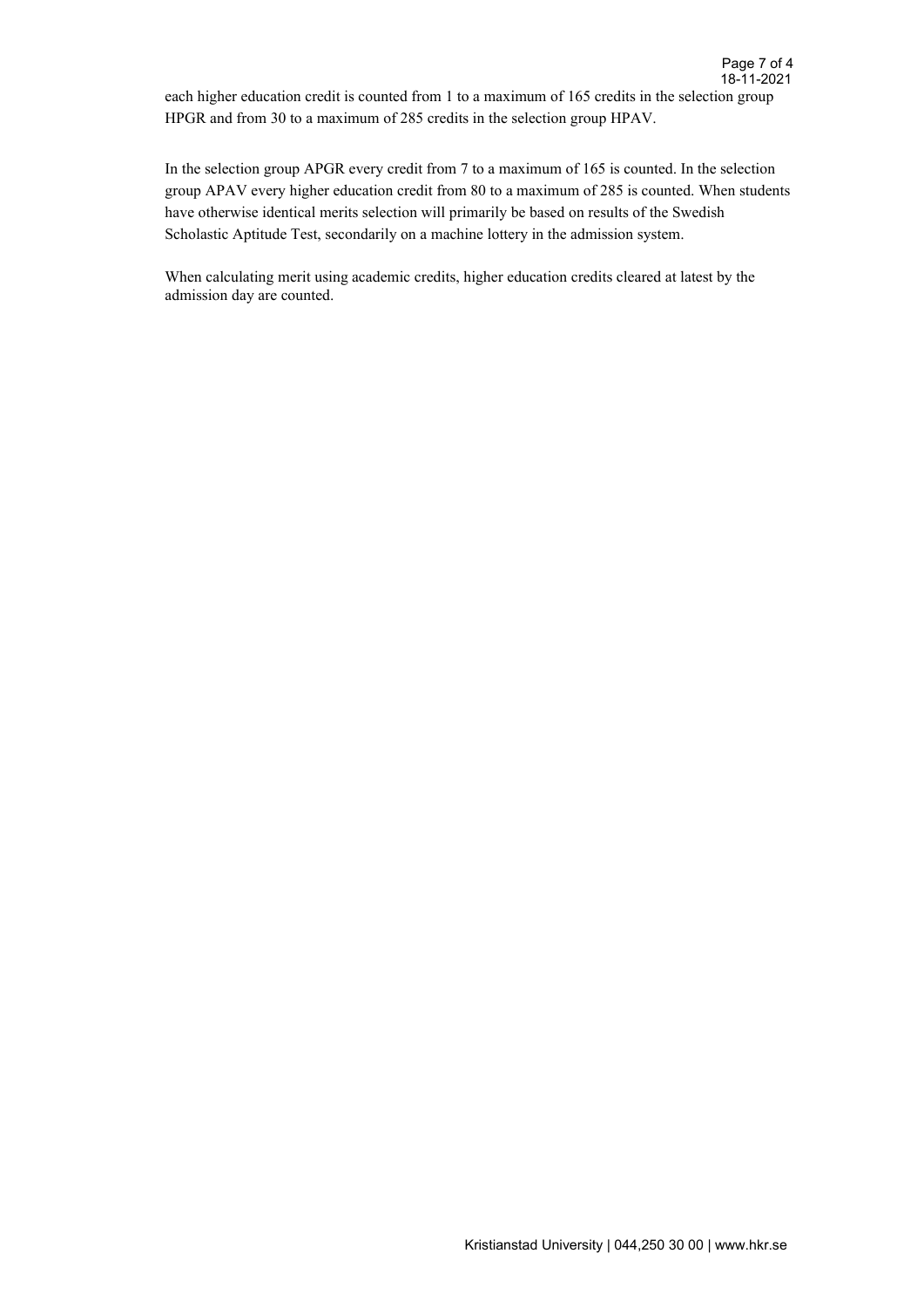each higher education credit is counted from 1 to a maximum of 165 credits in the selection group HPGR and from 30 to a maximum of 285 credits in the selection group HPAV.

In the selection group APGR every credit from 7 to a maximum of 165 is counted. In the selection group APAV every higher education credit from 80 to a maximum of 285 is counted. When students have otherwise identical merits selection will primarily be based on results of the Swedish Scholastic Aptitude Test, secondarily on a machine lottery in the admission system.

When calculating merit using academic credits, higher education credits cleared at latest by the admission day are counted.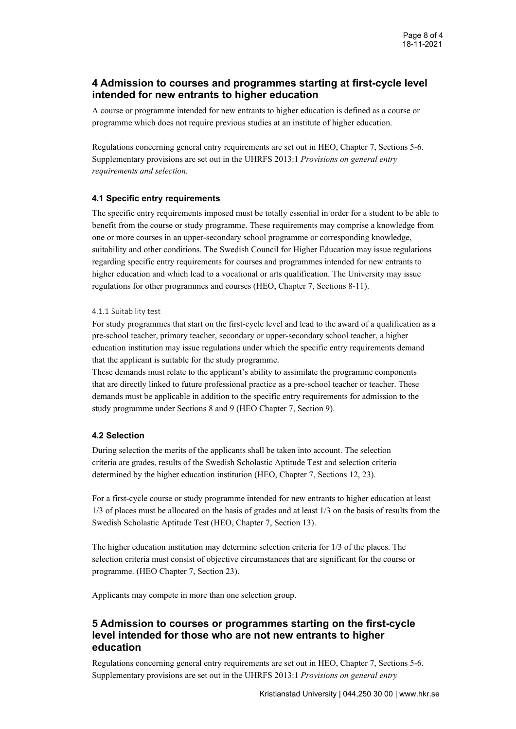## 4 Admission to courses and programmes starting at first-cycle level intended for new entrants to higher education

A course or programme intended for new entrants to higher education is defined as a course or programme which does not require previous studies at an institute of higher education.

Regulations concerning general entry requirements are set out in HEO, Chapter 7, Sections 5-6. Supplementary provisions are set out in the UHRFS 2013:1 *Provisions on general entry requirements and selection.*

### 4.1 Specific entry requirements

The specific entry requirements imposed must be totally essential in order for a student to be able to benefit from the course or study programme. These requirements may comprise a knowledge from one or more courses in an upper-secondary school programme or corresponding knowledge, suitability and other conditions. The Swedish Council for Higher Education may issue regulations regarding specific entry requirements for courses and programmes intended for new entrants to higher education and which lead to a vocational or arts qualification. The University may issue regulations for other programmes and courses (HEO, Chapter 7, Sections 8-11).

#### 4.1.1 Suitability test

For study programmes that start on the first-cycle level and lead to the award of a qualification as a pre-school teacher, primary teacher, secondary or upper-secondary school teacher, a higher education institution may issue regulations under which the specific entry requirements demand that the applicant is suitable for the study programme.
These demands must relate to the applicant's ability to assimilate the programme components that are directly linked to future professional practice as a pre-school teacher or teacher. These demands must be applicable in addition to the specific entry requirements for admission to the study programme under Sections 8 and 9 (HEO Chapter 7, Section 9).

### 4.2 Selection

During selection the merits of the applicants shall be taken into account. The selection criteria are grades, results of the Swedish Scholastic Aptitude Test and selection criteria determined by the higher education institution (HEO, Chapter 7, Sections 12, 23).

For a first-cycle course or study programme intended for new entrants to higher education at least 1/3 of places must be allocated on the basis of grades and at least 1/3 on the basis of results from the Swedish Scholastic Aptitude Test (HEO, Chapter 7, Section 13).

The higher education institution may determine selection criteria for 1/3 of the places. The selection criteria must consist of objective circumstances that are significant for the course or programme. (HEO Chapter 7, Section 23).

Applicants may compete in more than one selection group.

## 5 Admission to courses or programmes starting on the first-cycle level intended for those who are not new entrants to higher education

Regulations concerning general entry requirements are set out in HEO, Chapter 7, Sections 5-6. Supplementary provisions are set out in the UHRFS 2013:1 *Provisions on general entry*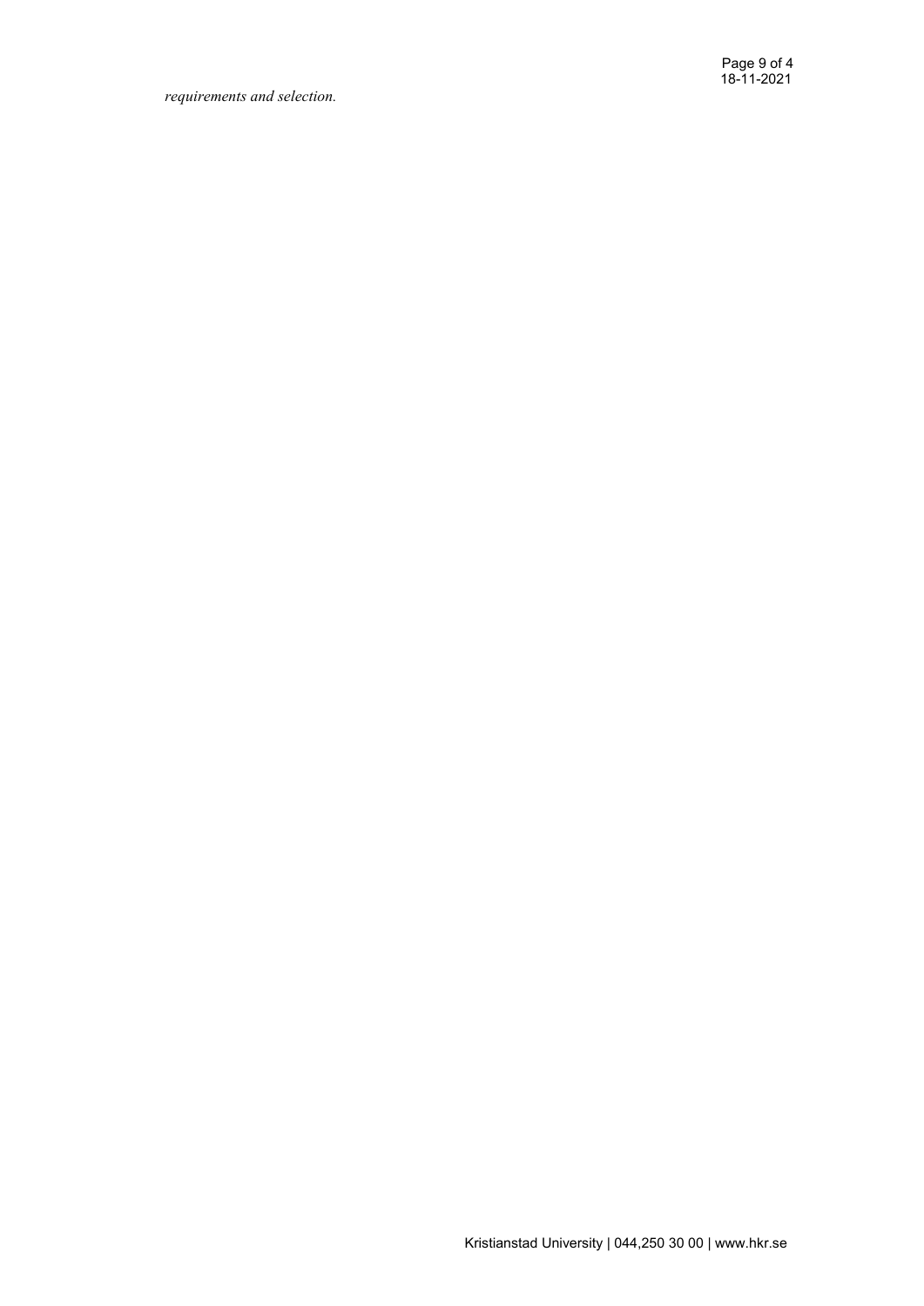*requirements and selection.*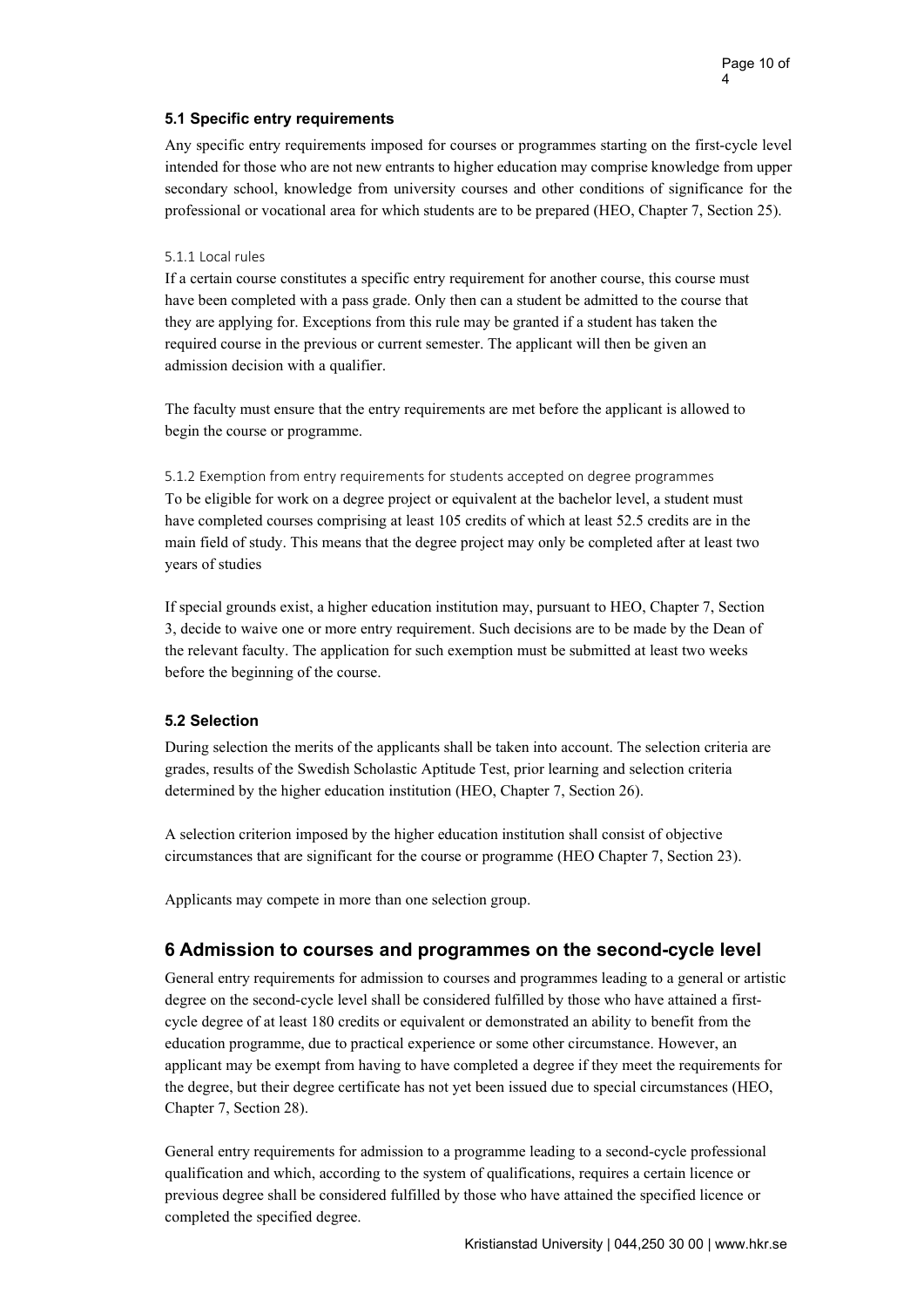### 5.1 Specific entry requirements

Any specific entry requirements imposed for courses or programmes starting on the first-cycle level intended for those who are not new entrants to higher education may comprise knowledge from upper secondary school, knowledge from university courses and other conditions of significance for the professional or vocational area for which students are to be prepared (HEO, Chapter 7, Section 25).

#### 5.1.1 Local rules

If a certain course constitutes a specific entry requirement for another course, this course must have been completed with a pass grade. Only then can a student be admitted to the course that they are applying for. Exceptions from this rule may be granted if a student has taken the required course in the previous or current semester. The applicant will then be given an admission decision with a qualifier.

The faculty must ensure that the entry requirements are met before the applicant is allowed to begin the course or programme.

#### 5.1.2 Exemption from entry requirements for students accepted on degree programmes

To be eligible for work on a degree project or equivalent at the bachelor level, a student must have completed courses comprising at least 105 credits of which at least 52.5 credits are in the main field of study. This means that the degree project may only be completed after at least two years of studies

If special grounds exist, a higher education institution may, pursuant to HEO, Chapter 7, Section 3, decide to waive one or more entry requirement. Such decisions are to be made by the Dean of the relevant faculty. The application for such exemption must be submitted at least two weeks before the beginning of the course.

### 5.2 Selection

During selection the merits of the applicants shall be taken into account. The selection criteria are grades, results of the Swedish Scholastic Aptitude Test, prior learning and selection criteria determined by the higher education institution (HEO, Chapter 7, Section 26).

A selection criterion imposed by the higher education institution shall consist of objective circumstances that are significant for the course or programme (HEO Chapter 7, Section 23).

Applicants may compete in more than one selection group.

## 6 Admission to courses and programmes on the second-cycle level

General entry requirements for admission to courses and programmes leading to a general or artistic degree on the second-cycle level shall be considered fulfilled by those who have attained a first-cycle degree of at least 180 credits or equivalent or demonstrated an ability to benefit from the education programme, due to practical experience or some other circumstance. However, an applicant may be exempt from having to have completed a degree if they meet the requirements for the degree, but their degree certificate has not yet been issued due to special circumstances (HEO, Chapter 7, Section 28).

General entry requirements for admission to a programme leading to a second-cycle professional qualification and which, according to the system of qualifications, requires a certain licence or previous degree shall be considered fulfilled by those who have attained the specified licence or completed the specified degree.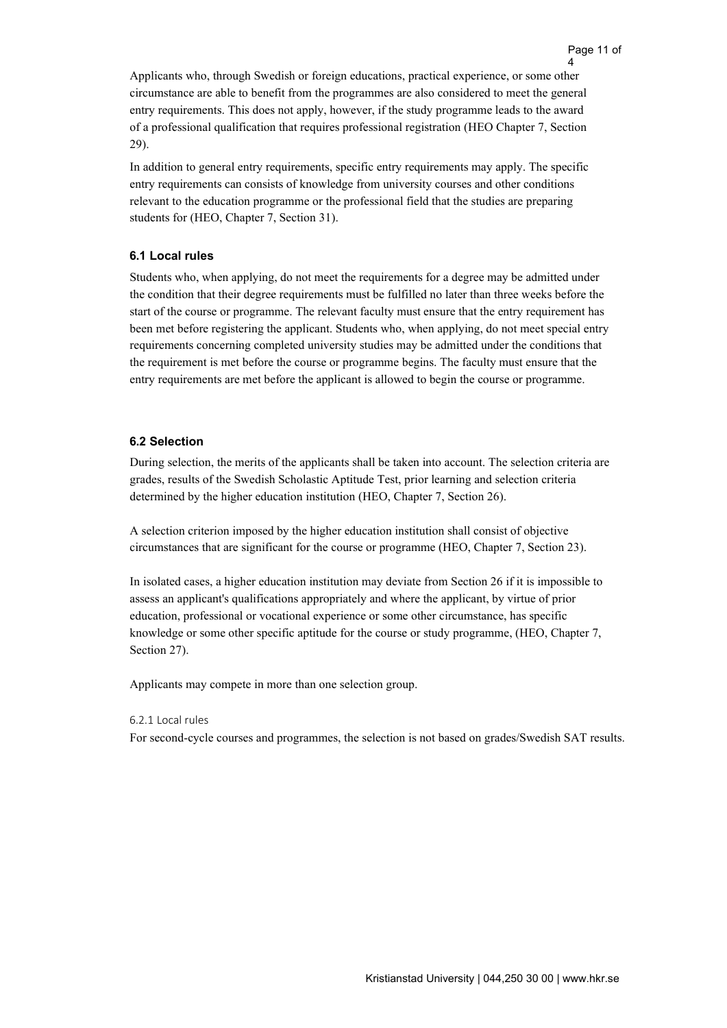Applicants who, through Swedish or foreign educations, practical experience, or some other circumstance are able to benefit from the programmes are also considered to meet the general entry requirements. This does not apply, however, if the study programme leads to the award of a professional qualification that requires professional registration (HEO Chapter 7, Section 29).

In addition to general entry requirements, specific entry requirements may apply. The specific entry requirements can consists of knowledge from university courses and other conditions relevant to the education programme or the professional field that the studies are preparing students for (HEO, Chapter 7, Section 31).

### 6.1 Local rules

Students who, when applying, do not meet the requirements for a degree may be admitted under the condition that their degree requirements must be fulfilled no later than three weeks before the start of the course or programme. The relevant faculty must ensure that the entry requirement has been met before registering the applicant. Students who, when applying, do not meet special entry requirements concerning completed university studies may be admitted under the conditions that the requirement is met before the course or programme begins. The faculty must ensure that the entry requirements are met before the applicant is allowed to begin the course or programme.

### 6.2 Selection

During selection, the merits of the applicants shall be taken into account. The selection criteria are grades, results of the Swedish Scholastic Aptitude Test, prior learning and selection criteria determined by the higher education institution (HEO, Chapter 7, Section 26).

A selection criterion imposed by the higher education institution shall consist of objective circumstances that are significant for the course or programme (HEO, Chapter 7, Section 23).

In isolated cases, a higher education institution may deviate from Section 26 if it is impossible to assess an applicant's qualifications appropriately and where the applicant, by virtue of prior education, professional or vocational experience or some other circumstance, has specific knowledge or some other specific aptitude for the course or study programme, (HEO, Chapter 7, Section 27).

Applicants may compete in more than one selection group.

#### 6.2.1 Local rules

For second-cycle courses and programmes, the selection is not based on grades/Swedish SAT results.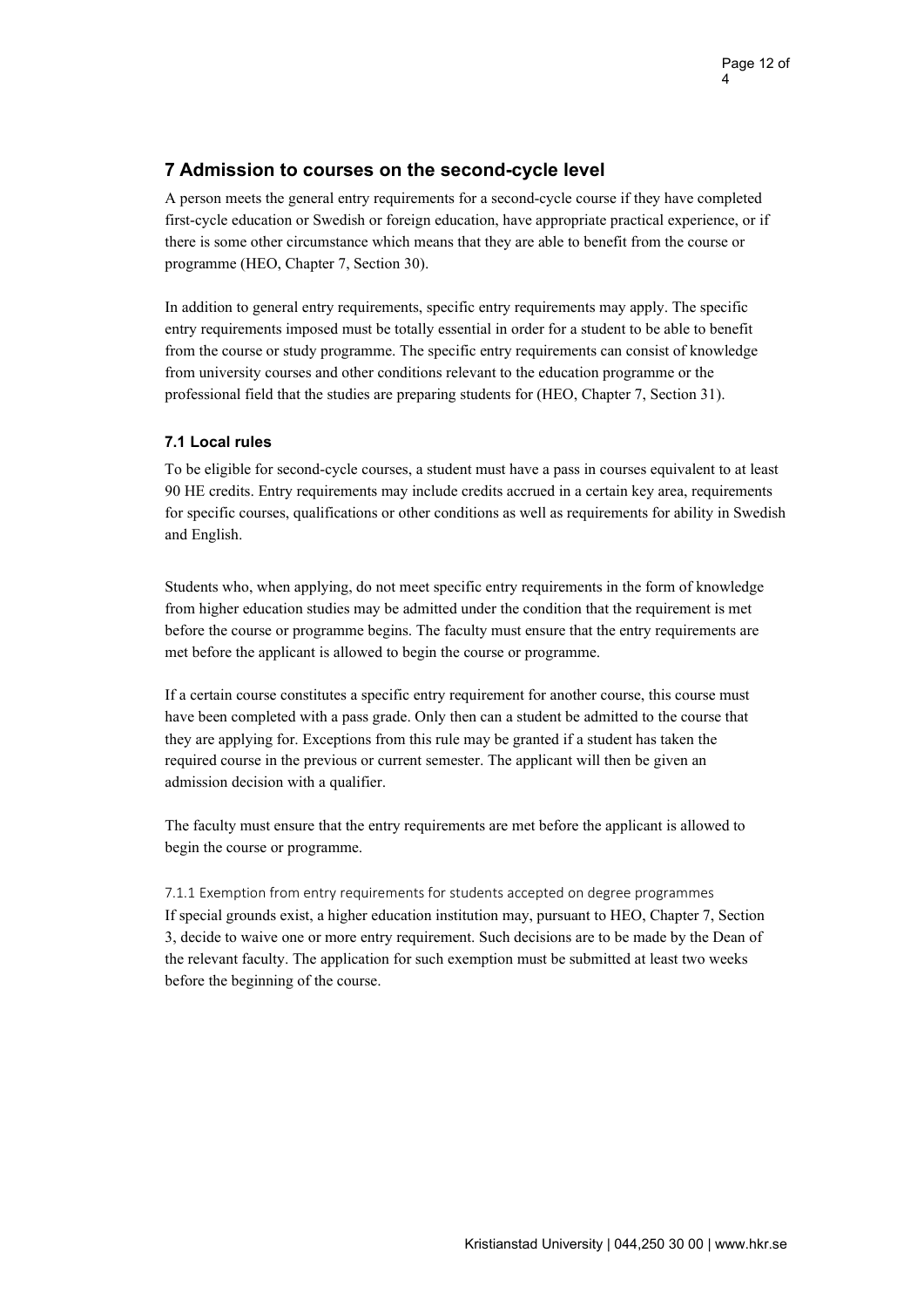## 7 Admission to courses on the second-cycle level

A person meets the general entry requirements for a second-cycle course if they have completed first-cycle education or Swedish or foreign education, have appropriate practical experience, or if there is some other circumstance which means that they are able to benefit from the course or programme (HEO, Chapter 7, Section 30).

In addition to general entry requirements, specific entry requirements may apply. The specific entry requirements imposed must be totally essential in order for a student to be able to benefit from the course or study programme. The specific entry requirements can consist of knowledge from university courses and other conditions relevant to the education programme or the professional field that the studies are preparing students for (HEO, Chapter 7, Section 31).

### 7.1 Local rules

To be eligible for second-cycle courses, a student must have a pass in courses equivalent to at least 90 HE credits. Entry requirements may include credits accrued in a certain key area, requirements for specific courses, qualifications or other conditions as well as requirements for ability in Swedish and English.

Students who, when applying, do not meet specific entry requirements in the form of knowledge from higher education studies may be admitted under the condition that the requirement is met before the course or programme begins. The faculty must ensure that the entry requirements are met before the applicant is allowed to begin the course or programme.

If a certain course constitutes a specific entry requirement for another course, this course must have been completed with a pass grade. Only then can a student be admitted to the course that they are applying for. Exceptions from this rule may be granted if a student has taken the required course in the previous or current semester. The applicant will then be given an admission decision with a qualifier.

The faculty must ensure that the entry requirements are met before the applicant is allowed to begin the course or programme.

#### 7.1.1 Exemption from entry requirements for students accepted on degree programmes

If special grounds exist, a higher education institution may, pursuant to HEO, Chapter 7, Section 3, decide to waive one or more entry requirement. Such decisions are to be made by the Dean of the relevant faculty. The application for such exemption must be submitted at least two weeks before the beginning of the course.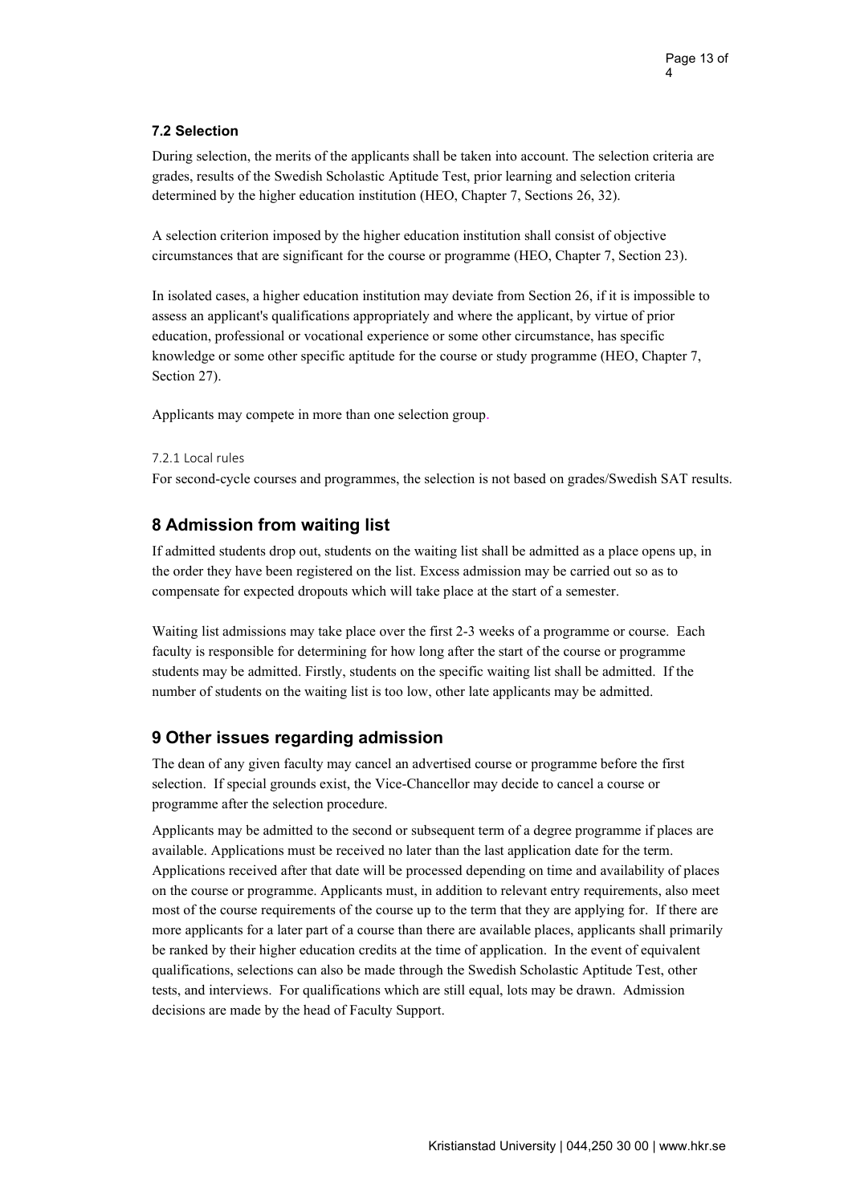### 7.2 Selection

During selection, the merits of the applicants shall be taken into account. The selection criteria are grades, results of the Swedish Scholastic Aptitude Test, prior learning and selection criteria determined by the higher education institution (HEO, Chapter 7, Sections 26, 32).

A selection criterion imposed by the higher education institution shall consist of objective circumstances that are significant for the course or programme (HEO, Chapter 7, Section 23).

In isolated cases, a higher education institution may deviate from Section 26, if it is impossible to assess an applicant's qualifications appropriately and where the applicant, by virtue of prior education, professional or vocational experience or some other circumstance, has specific knowledge or some other specific aptitude for the course or study programme (HEO, Chapter 7, Section 27).

Applicants may compete in more than one selection group.

#### 7.2.1 Local rules

For second-cycle courses and programmes, the selection is not based on grades/Swedish SAT results.

## 8 Admission from waiting list

If admitted students drop out, students on the waiting list shall be admitted as a place opens up, in the order they have been registered on the list. Excess admission may be carried out so as to compensate for expected dropouts which will take place at the start of a semester.

Waiting list admissions may take place over the first 2-3 weeks of a programme or course. Each faculty is responsible for determining for how long after the start of the course or programme students may be admitted. Firstly, students on the specific waiting list shall be admitted. If the number of students on the waiting list is too low, other late applicants may be admitted.

## 9 Other issues regarding admission

The dean of any given faculty may cancel an advertised course or programme before the first selection. If special grounds exist, the Vice-Chancellor may decide to cancel a course or programme after the selection procedure.

Applicants may be admitted to the second or subsequent term of a degree programme if places are available. Applications must be received no later than the last application date for the term. Applications received after that date will be processed depending on time and availability of places on the course or programme. Applicants must, in addition to relevant entry requirements, also meet most of the course requirements of the course up to the term that they are applying for. If there are more applicants for a later part of a course than there are available places, applicants shall primarily be ranked by their higher education credits at the time of application. In the event of equivalent qualifications, selections can also be made through the Swedish Scholastic Aptitude Test, other tests, and interviews. For qualifications which are still equal, lots may be drawn. Admission decisions are made by the head of Faculty Support.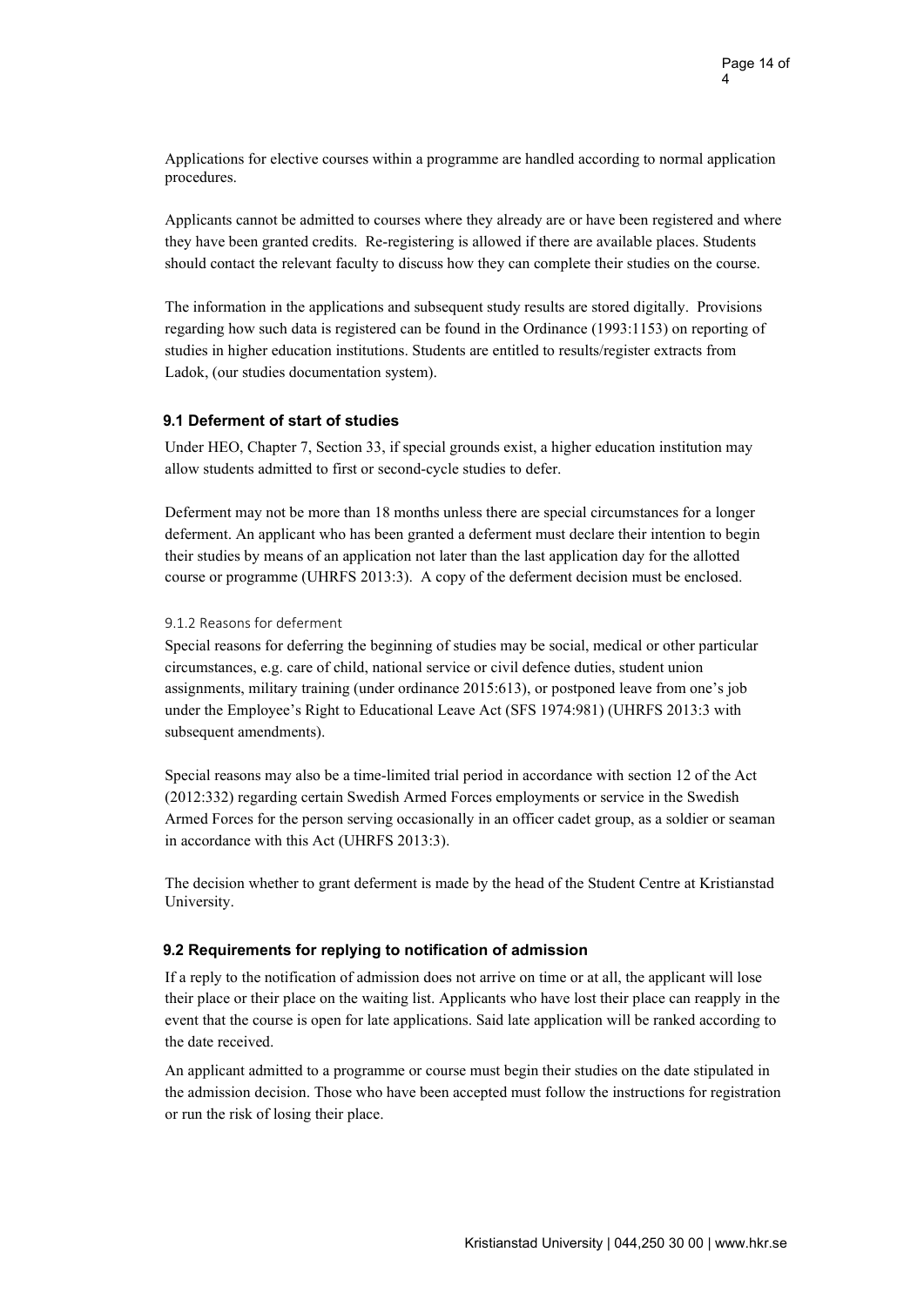Applications for elective courses within a programme are handled according to normal application procedures.

Applicants cannot be admitted to courses where they already are or have been registered and where they have been granted credits. Re-registering is allowed if there are available places. Students should contact the relevant faculty to discuss how they can complete their studies on the course.

The information in the applications and subsequent study results are stored digitally. Provisions regarding how such data is registered can be found in the Ordinance (1993:1153) on reporting of studies in higher education institutions. Students are entitled to results/register extracts from Ladok, (our studies documentation system).

### 9.1 Deferment of start of studies

Under HEO, Chapter 7, Section 33, if special grounds exist, a higher education institution may allow students admitted to first or second-cycle studies to defer.

Deferment may not be more than 18 months unless there are special circumstances for a longer deferment. An applicant who has been granted a deferment must declare their intention to begin their studies by means of an application not later than the last application day for the allotted course or programme (UHRFS 2013:3). A copy of the deferment decision must be enclosed.

#### 9.1.2 Reasons for deferment

Special reasons for deferring the beginning of studies may be social, medical or other particular circumstances, e.g. care of child, national service or civil defence duties, student union assignments, military training (under ordinance 2015:613), or postponed leave from one's job under the Employee's Right to Educational Leave Act (SFS 1974:981) (UHRFS 2013:3 with subsequent amendments).

Special reasons may also be a time-limited trial period in accordance with section 12 of the Act (2012:332) regarding certain Swedish Armed Forces employments or service in the Swedish Armed Forces for the person serving occasionally in an officer cadet group, as a soldier or seaman in accordance with this Act (UHRFS 2013:3).

The decision whether to grant deferment is made by the head of the Student Centre at Kristianstad University.

### 9.2 Requirements for replying to notification of admission

If a reply to the notification of admission does not arrive on time or at all, the applicant will lose their place or their place on the waiting list. Applicants who have lost their place can reapply in the event that the course is open for late applications. Said late application will be ranked according to the date received.

An applicant admitted to a programme or course must begin their studies on the date stipulated in the admission decision. Those who have been accepted must follow the instructions for registration or run the risk of losing their place.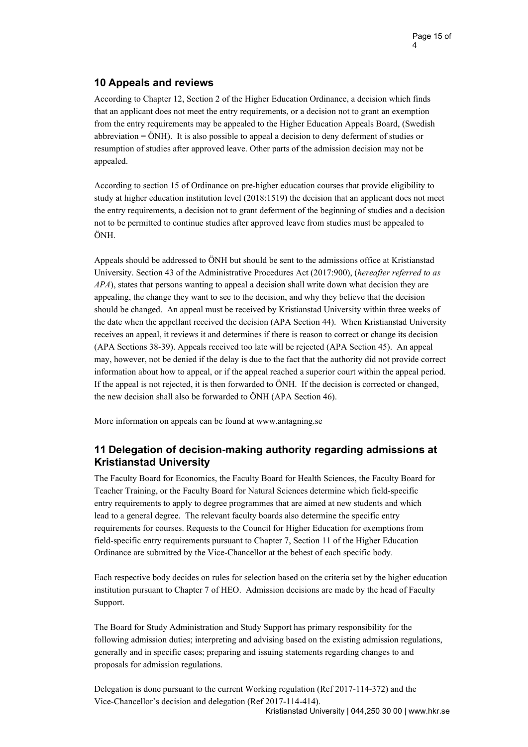## 10 Appeals and reviews

According to Chapter 12, Section 2 of the Higher Education Ordinance, a decision which finds that an applicant does not meet the entry requirements, or a decision not to grant an exemption from the entry requirements may be appealed to the Higher Education Appeals Board, (Swedish abbreviation = ÖNH). It is also possible to appeal a decision to deny deferment of studies or resumption of studies after approved leave. Other parts of the admission decision may not be appealed.

According to section 15 of Ordinance on pre-higher education courses that provide eligibility to study at higher education institution level (2018:1519) the decision that an applicant does not meet the entry requirements, a decision not to grant deferment of the beginning of studies and a decision not to be permitted to continue studies after approved leave from studies must be appealed to ÖNH.

Appeals should be addressed to ÖNH but should be sent to the admissions office at Kristianstad University. Section 43 of the Administrative Procedures Act (2017:900), (*hereafter referred to as APA*), states that persons wanting to appeal a decision shall write down what decision they are appealing, the change they want to see to the decision, and why they believe that the decision should be changed. An appeal must be received by Kristianstad University within three weeks of the date when the appellant received the decision (APA Section 44). When Kristianstad University receives an appeal, it reviews it and determines if there is reason to correct or change its decision (APA Sections 38-39). Appeals received too late will be rejected (APA Section 45). An appeal may, however, not be denied if the delay is due to the fact that the authority did not provide correct information about how to appeal, or if the appeal reached a superior court within the appeal period. If the appeal is not rejected, it is then forwarded to ÖNH. If the decision is corrected or changed, the new decision shall also be forwarded to ÖNH (APA Section 46).

More information on appeals can be found at www.antagning.se

## 11 Delegation of decision-making authority regarding admissions at Kristianstad University

The Faculty Board for Economics, the Faculty Board for Health Sciences, the Faculty Board for Teacher Training, or the Faculty Board for Natural Sciences determine which field-specific entry requirements to apply to degree programmes that are aimed at new students and which lead to a general degree. The relevant faculty boards also determine the specific entry requirements for courses. Requests to the Council for Higher Education for exemptions from field-specific entry requirements pursuant to Chapter 7, Section 11 of the Higher Education Ordinance are submitted by the Vice-Chancellor at the behest of each specific body.

Each respective body decides on rules for selection based on the criteria set by the higher education institution pursuant to Chapter 7 of HEO. Admission decisions are made by the head of Faculty Support.

The Board for Study Administration and Study Support has primary responsibility for the following admission duties; interpreting and advising based on the existing admission regulations, generally and in specific cases; preparing and issuing statements regarding changes to and proposals for admission regulations.

Delegation is done pursuant to the current Working regulation (Ref 2017-114-372) and the Vice-Chancellor's decision and delegation (Ref 2017-114-414).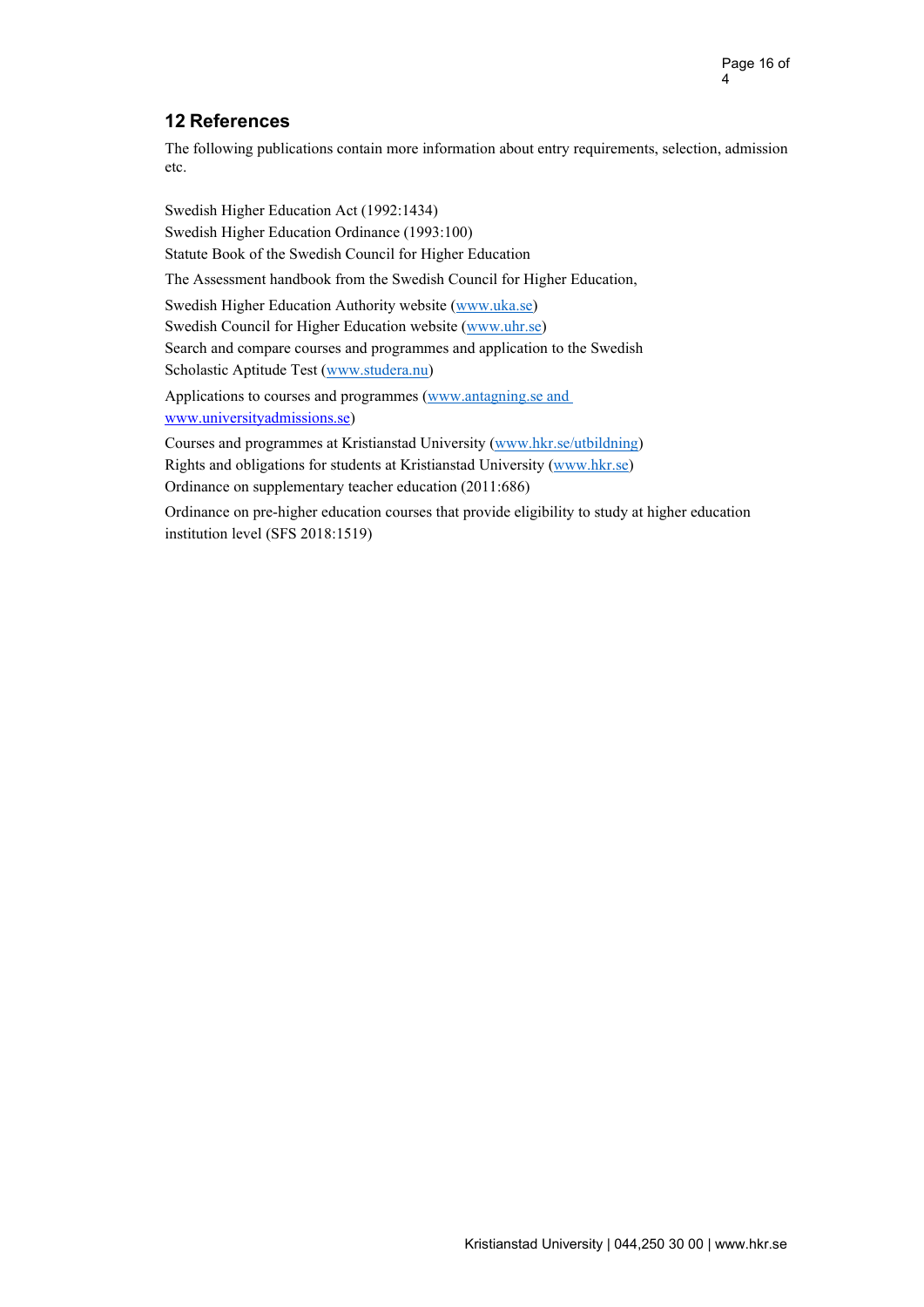## 12 References

The following publications contain more information about entry requirements, selection, admission etc.

Swedish Higher Education Act (1992:1434)

Swedish Higher Education Ordinance (1993:100)

Statute Book of the Swedish Council for Higher Education

The Assessment handbook from the Swedish Council for Higher Education,

Swedish Higher Education Authority website (www.uka.se)

Swedish Council for Higher Education website (www.uhr.se)

Search and compare courses and programmes and application to the Swedish Scholastic Aptitude Test (www.studera.nu)

Applications to courses and programmes (www.antagning.se and www.universityadmissions.se)

Courses and programmes at Kristianstad University (www.hkr.se/utbildning)

Rights and obligations for students at Kristianstad University (www.hkr.se)

Ordinance on supplementary teacher education (2011:686)

Ordinance on pre-higher education courses that provide eligibility to study at higher education institution level (SFS 2018:1519)